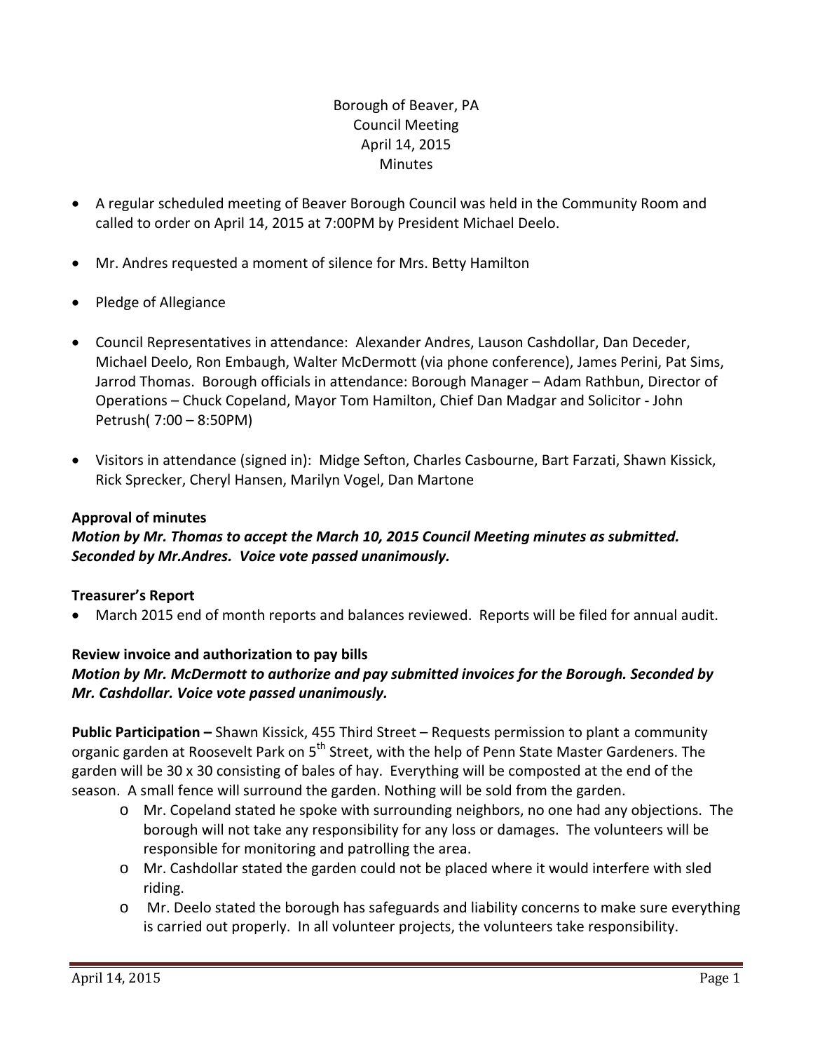Borough of Beaver, PA
Council Meeting
April 14, 2015
Minutes

- A regular scheduled meeting of Beaver Borough Council was held in the Community Room and called to order on April 14, 2015 at 7:00PM by President Michael Deelo.

- Mr. Andres requested a moment of silence for Mrs. Betty Hamilton

- Pledge of Allegiance

- Council Representatives in attendance: Alexander Andres, Lauson Cashdollar, Dan Deceder, Michael Deelo, Ron Embaugh, Walter McDermott (via phone conference), James Perini, Pat Sims, Jarrod Thomas. Borough officials in attendance: Borough Manager – Adam Rathbun, Director of Operations – Chuck Copeland, Mayor Tom Hamilton, Chief Dan Madgar and Solicitor - John Petrush( 7:00 – 8:50PM)

- Visitors in attendance (signed in): Midge Sefton, Charles Casbourne, Bart Farzati, Shawn Kissick, Rick Sprecker, Cheryl Hansen, Marilyn Vogel, Dan Martone

**Approval of minutes**

***Motion by Mr. Thomas to accept the March 10, 2015 Council Meeting minutes as submitted. Seconded by Mr.Andres. Voice vote passed unanimously.***

**Treasurer's Report**

- March 2015 end of month reports and balances reviewed. Reports will be filed for annual audit.

**Review invoice and authorization to pay bills**

***Motion by Mr. McDermott to authorize and pay submitted invoices for the Borough. Seconded by Mr. Cashdollar. Voice vote passed unanimously.***

**Public Participation –** Shawn Kissick, 455 Third Street – Requests permission to plant a community organic garden at Roosevelt Park on 5th Street, with the help of Penn State Master Gardeners. The garden will be 30 x 30 consisting of bales of hay. Everything will be composted at the end of the season. A small fence will surround the garden. Nothing will be sold from the garden.

- Mr. Copeland stated he spoke with surrounding neighbors, no one had any objections. The borough will not take any responsibility for any loss or damages. The volunteers will be responsible for monitoring and patrolling the area.
- Mr. Cashdollar stated the garden could not be placed where it would interfere with sled riding.
- Mr. Deelo stated the borough has safeguards and liability concerns to make sure everything is carried out properly. In all volunteer projects, the volunteers take responsibility.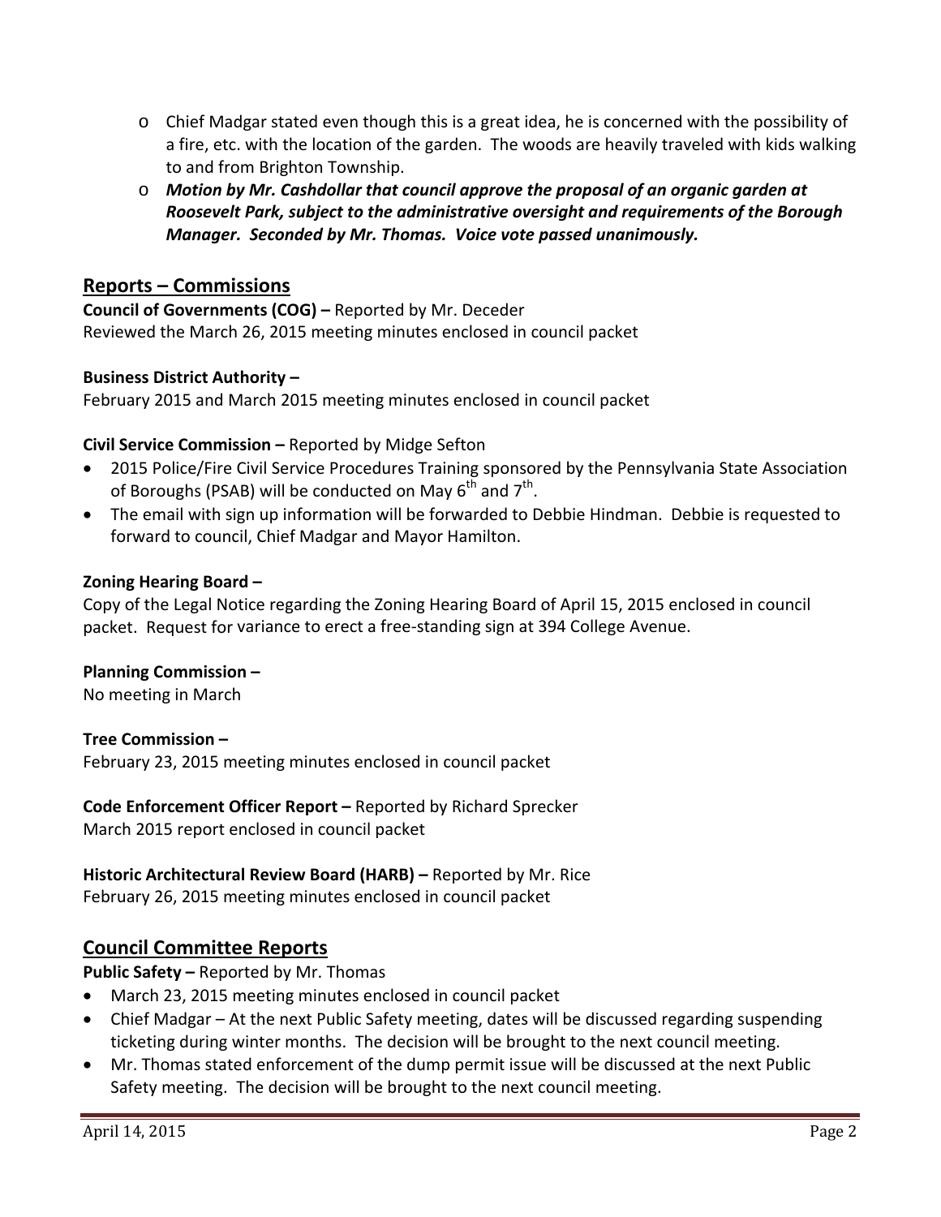- Chief Madgar stated even though this is a great idea, he is concerned with the possibility of a fire, etc. with the location of the garden. The woods are heavily traveled with kids walking to and from Brighton Township.
- ***Motion by Mr. Cashdollar that council approve the proposal of an organic garden at Roosevelt Park, subject to the administrative oversight and requirements of the Borough Manager. Seconded by Mr. Thomas. Voice vote passed unanimously.***

## Reports – Commissions

**Council of Governments (COG) –** Reported by Mr. Deceder
Reviewed the March 26, 2015 meeting minutes enclosed in council packet

**Business District Authority –**
February 2015 and March 2015 meeting minutes enclosed in council packet

**Civil Service Commission –** Reported by Midge Sefton

- 2015 Police/Fire Civil Service Procedures Training sponsored by the Pennsylvania State Association of Boroughs (PSAB) will be conducted on May 6th and 7th.
- The email with sign up information will be forwarded to Debbie Hindman. Debbie is requested to forward to council, Chief Madgar and Mayor Hamilton.

**Zoning Hearing Board –**
Copy of the Legal Notice regarding the Zoning Hearing Board of April 15, 2015 enclosed in council packet. Request for variance to erect a free-standing sign at 394 College Avenue.

**Planning Commission –**
No meeting in March

**Tree Commission –**
February 23, 2015 meeting minutes enclosed in council packet

**Code Enforcement Officer Report –** Reported by Richard Sprecker
March 2015 report enclosed in council packet

**Historic Architectural Review Board (HARB) –** Reported by Mr. Rice
February 26, 2015 meeting minutes enclosed in council packet

## Council Committee Reports

**Public Safety –** Reported by Mr. Thomas

- March 23, 2015 meeting minutes enclosed in council packet
- Chief Madgar – At the next Public Safety meeting, dates will be discussed regarding suspending ticketing during winter months. The decision will be brought to the next council meeting.
- Mr. Thomas stated enforcement of the dump permit issue will be discussed at the next Public Safety meeting. The decision will be brought to the next council meeting.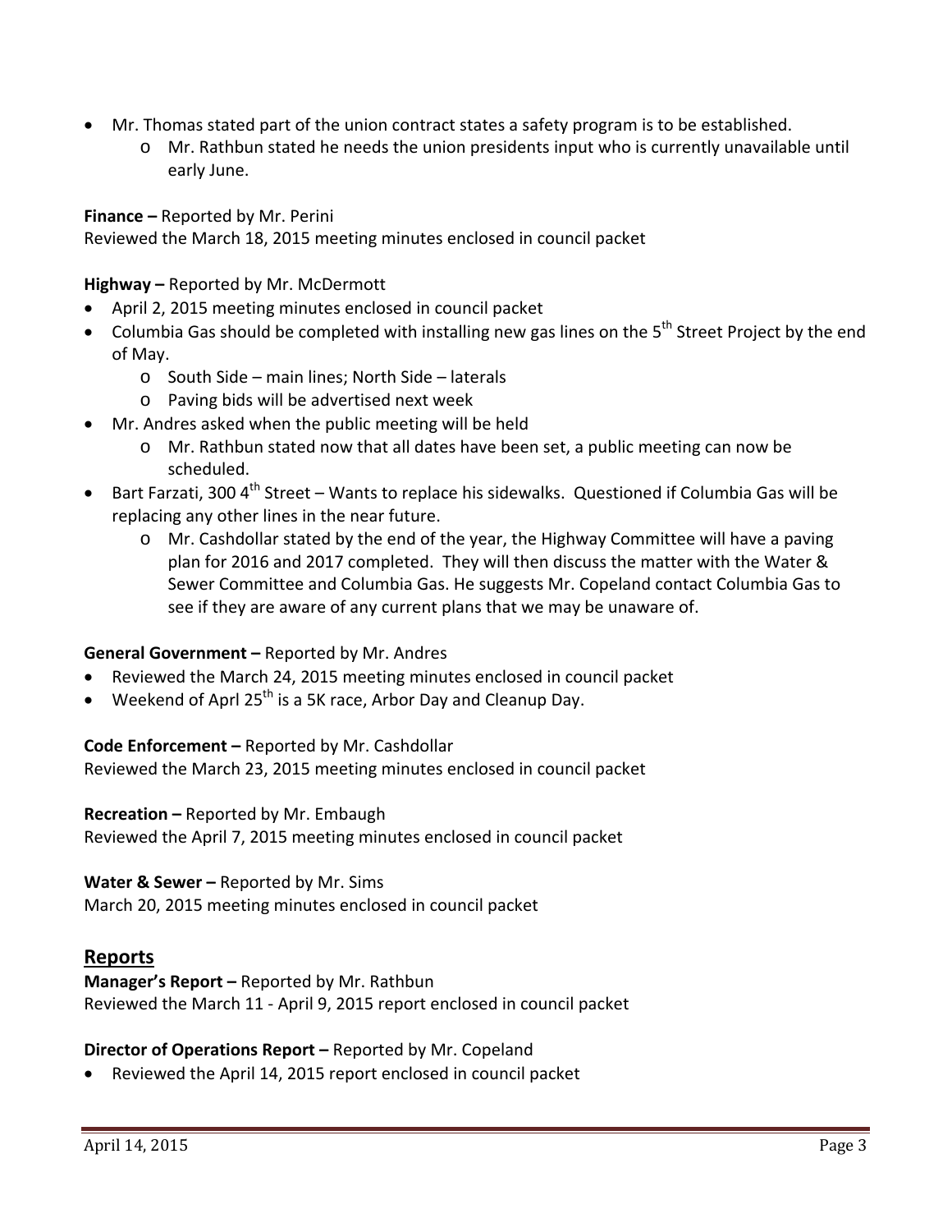- Mr. Thomas stated part of the union contract states a safety program is to be established.
  - Mr. Rathbun stated he needs the union presidents input who is currently unavailable until early June.

**Finance –** Reported by Mr. Perini
Reviewed the March 18, 2015 meeting minutes enclosed in council packet

**Highway –** Reported by Mr. McDermott

- April 2, 2015 meeting minutes enclosed in council packet
- Columbia Gas should be completed with installing new gas lines on the 5th Street Project by the end of May.
  - South Side – main lines; North Side – laterals
  - Paving bids will be advertised next week
- Mr. Andres asked when the public meeting will be held
  - Mr. Rathbun stated now that all dates have been set, a public meeting can now be scheduled.
- Bart Farzati, 300 4th Street – Wants to replace his sidewalks. Questioned if Columbia Gas will be replacing any other lines in the near future.
  - Mr. Cashdollar stated by the end of the year, the Highway Committee will have a paving plan for 2016 and 2017 completed. They will then discuss the matter with the Water & Sewer Committee and Columbia Gas. He suggests Mr. Copeland contact Columbia Gas to see if they are aware of any current plans that we may be unaware of.

**General Government –** Reported by Mr. Andres

- Reviewed the March 24, 2015 meeting minutes enclosed in council packet
- Weekend of Aprl 25th is a 5K race, Arbor Day and Cleanup Day.

**Code Enforcement –** Reported by Mr. Cashdollar
Reviewed the March 23, 2015 meeting minutes enclosed in council packet

**Recreation –** Reported by Mr. Embaugh
Reviewed the April 7, 2015 meeting minutes enclosed in council packet

**Water & Sewer –** Reported by Mr. Sims
March 20, 2015 meeting minutes enclosed in council packet

## Reports

**Manager's Report –** Reported by Mr. Rathbun
Reviewed the March 11 - April 9, 2015 report enclosed in council packet

**Director of Operations Report –** Reported by Mr. Copeland

- Reviewed the April 14, 2015 report enclosed in council packet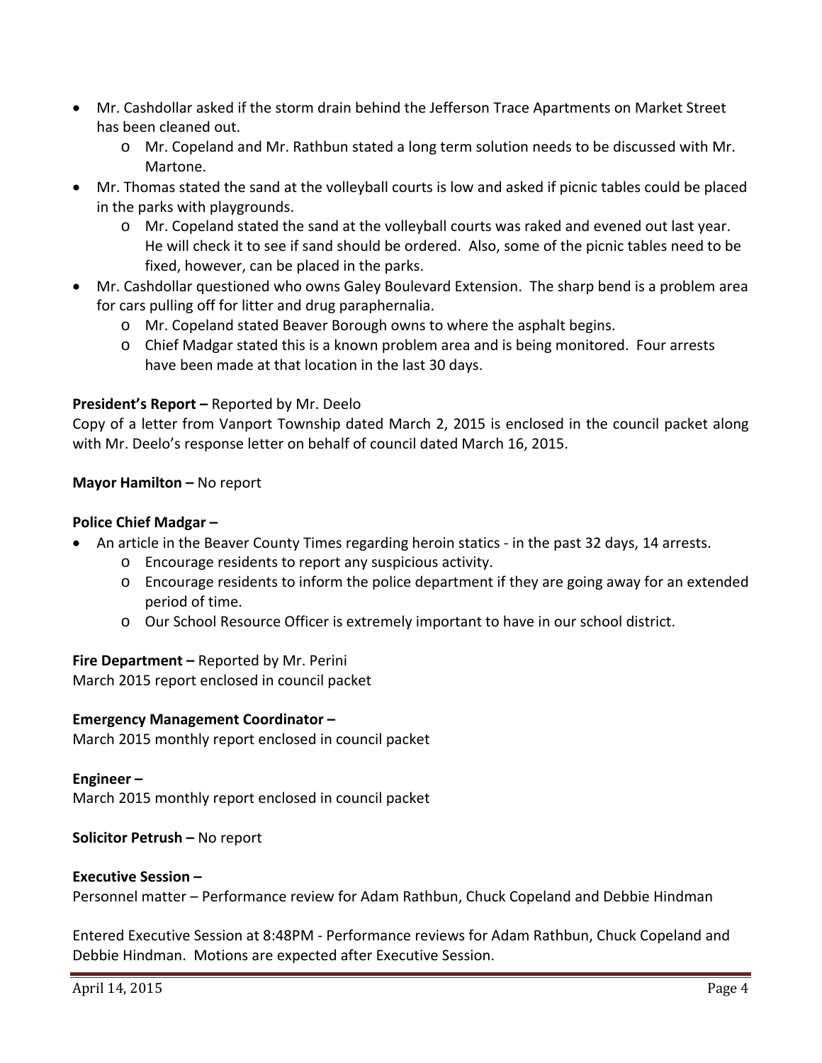- Mr. Cashdollar asked if the storm drain behind the Jefferson Trace Apartments on Market Street has been cleaned out.
  - Mr. Copeland and Mr. Rathbun stated a long term solution needs to be discussed with Mr. Martone.
- Mr. Thomas stated the sand at the volleyball courts is low and asked if picnic tables could be placed in the parks with playgrounds.
  - Mr. Copeland stated the sand at the volleyball courts was raked and evened out last year. He will check it to see if sand should be ordered. Also, some of the picnic tables need to be fixed, however, can be placed in the parks.
- Mr. Cashdollar questioned who owns Galey Boulevard Extension. The sharp bend is a problem area for cars pulling off for litter and drug paraphernalia.
  - Mr. Copeland stated Beaver Borough owns to where the asphalt begins.
  - Chief Madgar stated this is a known problem area and is being monitored. Four arrests have been made at that location in the last 30 days.

**President's Report –** Reported by Mr. Deelo

Copy of a letter from Vanport Township dated March 2, 2015 is enclosed in the council packet along with Mr. Deelo's response letter on behalf of council dated March 16, 2015.

**Mayor Hamilton –** No report

**Police Chief Madgar –**

- An article in the Beaver County Times regarding heroin statics - in the past 32 days, 14 arrests.
  - Encourage residents to report any suspicious activity.
  - Encourage residents to inform the police department if they are going away for an extended period of time.
  - Our School Resource Officer is extremely important to have in our school district.

**Fire Department –** Reported by Mr. Perini

March 2015 report enclosed in council packet

**Emergency Management Coordinator –**

March 2015 monthly report enclosed in council packet

**Engineer –**

March 2015 monthly report enclosed in council packet

**Solicitor Petrush –** No report

**Executive Session –**

Personnel matter – Performance review for Adam Rathbun, Chuck Copeland and Debbie Hindman

Entered Executive Session at 8:48PM - Performance reviews for Adam Rathbun, Chuck Copeland and Debbie Hindman. Motions are expected after Executive Session.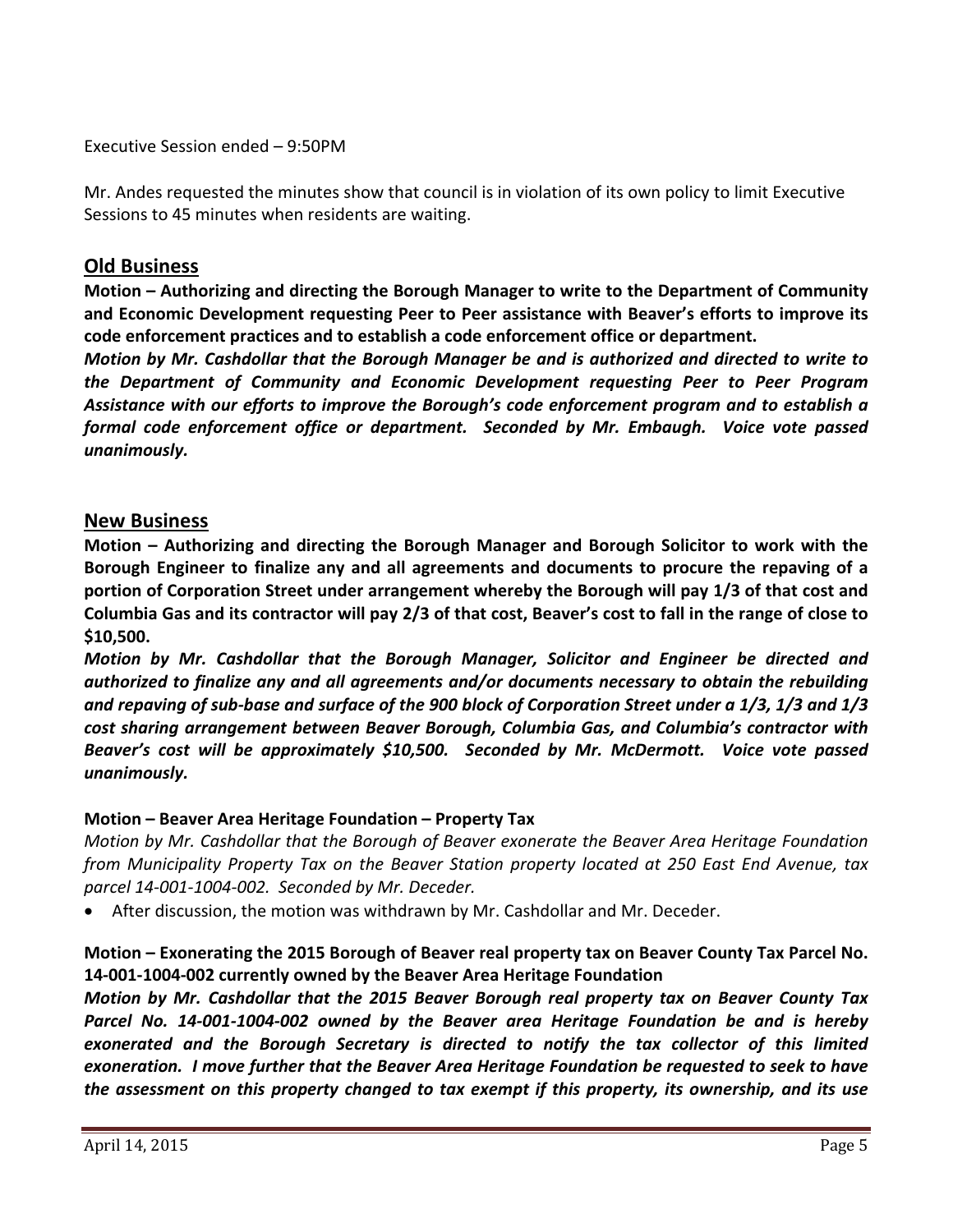Executive Session ended – 9:50PM

Mr. Andes requested the minutes show that council is in violation of its own policy to limit Executive Sessions to 45 minutes when residents are waiting.

## Old Business

**Motion – Authorizing and directing the Borough Manager to write to the Department of Community and Economic Development requesting Peer to Peer assistance with Beaver's efforts to improve its code enforcement practices and to establish a code enforcement office or department.**

***Motion by Mr. Cashdollar that the Borough Manager be and is authorized and directed to write to the Department of Community and Economic Development requesting Peer to Peer Program Assistance with our efforts to improve the Borough's code enforcement program and to establish a formal code enforcement office or department. Seconded by Mr. Embaugh. Voice vote passed unanimously.***

## New Business

**Motion – Authorizing and directing the Borough Manager and Borough Solicitor to work with the Borough Engineer to finalize any and all agreements and documents to procure the repaving of a portion of Corporation Street under arrangement whereby the Borough will pay 1/3 of that cost and Columbia Gas and its contractor will pay 2/3 of that cost, Beaver's cost to fall in the range of close to $10,500.**

***Motion by Mr. Cashdollar that the Borough Manager, Solicitor and Engineer be directed and authorized to finalize any and all agreements and/or documents necessary to obtain the rebuilding and repaving of sub-base and surface of the 900 block of Corporation Street under a 1/3, 1/3 and 1/3 cost sharing arrangement between Beaver Borough, Columbia Gas, and Columbia's contractor with Beaver's cost will be approximately $10,500. Seconded by Mr. McDermott. Voice vote passed unanimously.***

**Motion – Beaver Area Heritage Foundation – Property Tax**

*Motion by Mr. Cashdollar that the Borough of Beaver exonerate the Beaver Area Heritage Foundation from Municipality Property Tax on the Beaver Station property located at 250 East End Avenue, tax parcel 14-001-1004-002. Seconded by Mr. Deceder.*

- After discussion, the motion was withdrawn by Mr. Cashdollar and Mr. Deceder.

**Motion – Exonerating the 2015 Borough of Beaver real property tax on Beaver County Tax Parcel No. 14-001-1004-002 currently owned by the Beaver Area Heritage Foundation**

***Motion by Mr. Cashdollar that the 2015 Beaver Borough real property tax on Beaver County Tax Parcel No. 14-001-1004-002 owned by the Beaver area Heritage Foundation be and is hereby exonerated and the Borough Secretary is directed to notify the tax collector of this limited exoneration. I move further that the Beaver Area Heritage Foundation be requested to seek to have the assessment on this property changed to tax exempt if this property, its ownership, and its use***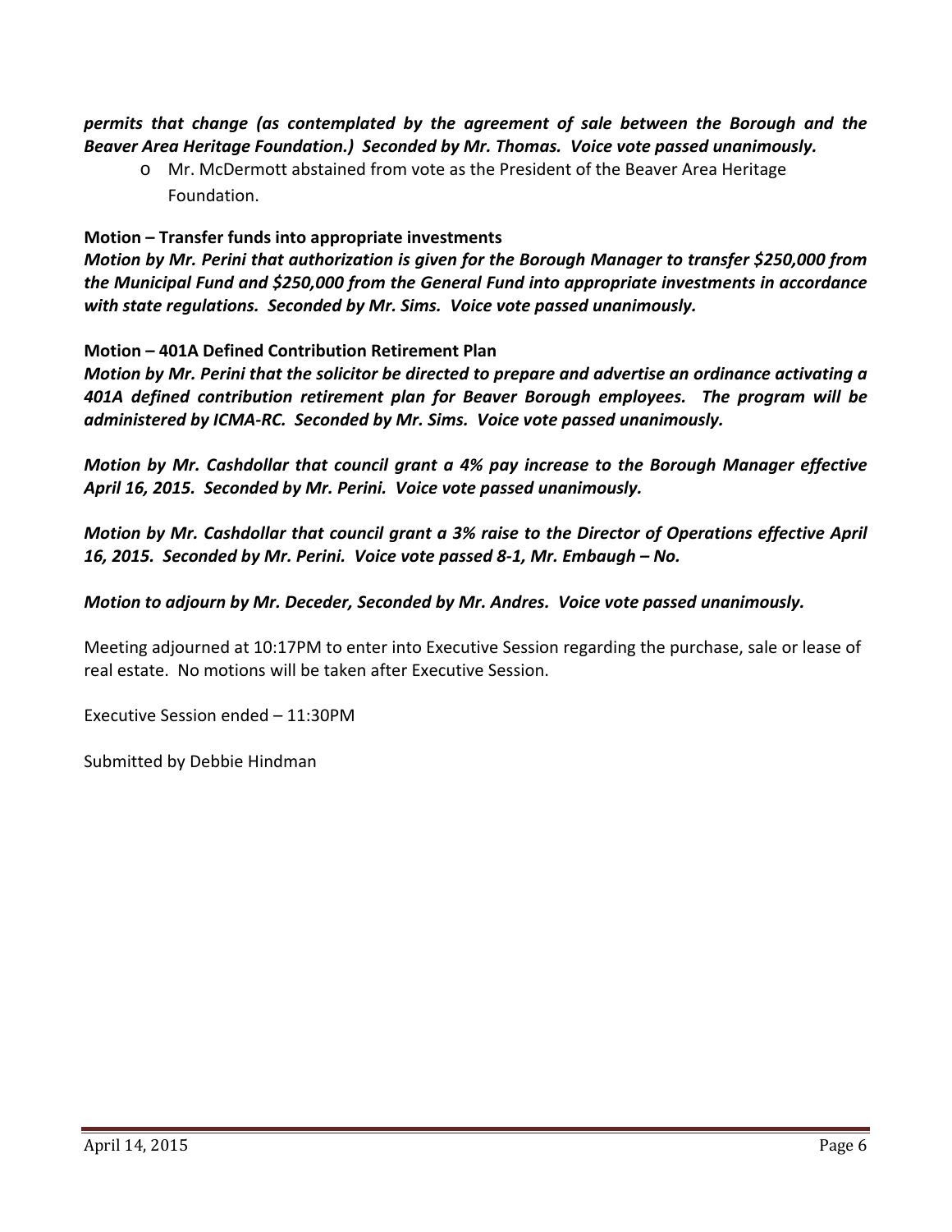***permits that change (as contemplated by the agreement of sale between the Borough and the Beaver Area Heritage Foundation.) Seconded by Mr. Thomas. Voice vote passed unanimously.***

- Mr. McDermott abstained from vote as the President of the Beaver Area Heritage Foundation.

**Motion – Transfer funds into appropriate investments**

***Motion by Mr. Perini that authorization is given for the Borough Manager to transfer $250,000 from the Municipal Fund and $250,000 from the General Fund into appropriate investments in accordance with state regulations. Seconded by Mr. Sims. Voice vote passed unanimously.***

**Motion – 401A Defined Contribution Retirement Plan**

***Motion by Mr. Perini that the solicitor be directed to prepare and advertise an ordinance activating a 401A defined contribution retirement plan for Beaver Borough employees. The program will be administered by ICMA-RC. Seconded by Mr. Sims. Voice vote passed unanimously.***

***Motion by Mr. Cashdollar that council grant a 4% pay increase to the Borough Manager effective April 16, 2015. Seconded by Mr. Perini. Voice vote passed unanimously.***

***Motion by Mr. Cashdollar that council grant a 3% raise to the Director of Operations effective April 16, 2015. Seconded by Mr. Perini. Voice vote passed 8-1, Mr. Embaugh – No.***

***Motion to adjourn by Mr. Deceder, Seconded by Mr. Andres. Voice vote passed unanimously.***

Meeting adjourned at 10:17PM to enter into Executive Session regarding the purchase, sale or lease of real estate. No motions will be taken after Executive Session.

Executive Session ended – 11:30PM

Submitted by Debbie Hindman